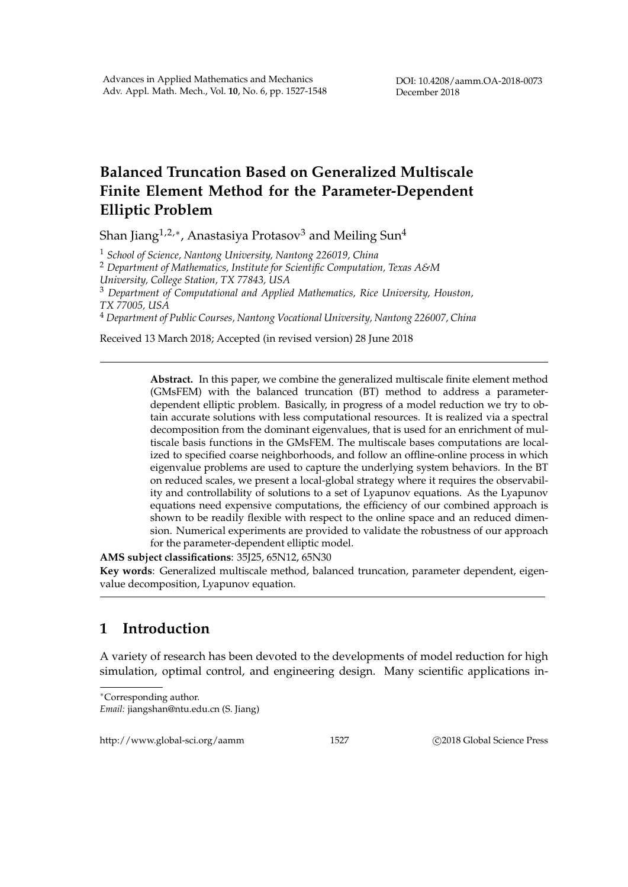# Balanced Truncation Based on Generalized Multiscale Finite Element Method for the Parameter-Dependent Elliptic Problem

Shan Jiang[1,2,*], Anastasiya Protasov[3] and Meiling Sun[4]

[1] *School of Science, Nantong University, Nantong 226019, China*

[2] *Department of Mathematics, Institute for Scientific Computation, Texas A&M University, College Station, TX 77843, USA*

[3] *Department of Computational and Applied Mathematics, Rice University, Houston, TX 77005, USA*

[4] *Department of Public Courses, Nantong Vocational University, Nantong 226007, China*

Received 13 March 2018; Accepted (in revised version) 28 June 2018

---

**Abstract.** In this paper, we combine the generalized multiscale finite element method (GMsFEM) with the balanced truncation (BT) method to address a parameter-dependent elliptic problem. Basically, in progress of a model reduction we try to obtain accurate solutions with less computational resources. It is realized via a spectral decomposition from the dominant eigenvalues, that is used for an enrichment of multiscale basis functions in the GMsFEM. The multiscale bases computations are localized to specified coarse neighborhoods, and follow an offline-online process in which eigenvalue problems are used to capture the underlying system behaviors. In the BT on reduced scales, we present a local-global strategy where it requires the observability and controllability of solutions to a set of Lyapunov equations. As the Lyapunov equations need expensive computations, the efficiency of our combined approach is shown to be readily flexible with respect to the online space and an reduced dimension. Numerical experiments are provided to validate the robustness of our approach for the parameter-dependent elliptic model.

**AMS subject classifications**: 35J25, 65N12, 65N30

**Key words**: Generalized multiscale method, balanced truncation, parameter dependent, eigenvalue decomposition, Lyapunov equation.

---

## 1 Introduction

A variety of research has been devoted to the developments of model reduction for high simulation, optimal control, and engineering design. Many scientific applications in-

---

*Corresponding author.
*Email:* jiangshan@ntu.edu.cn (S. Jiang)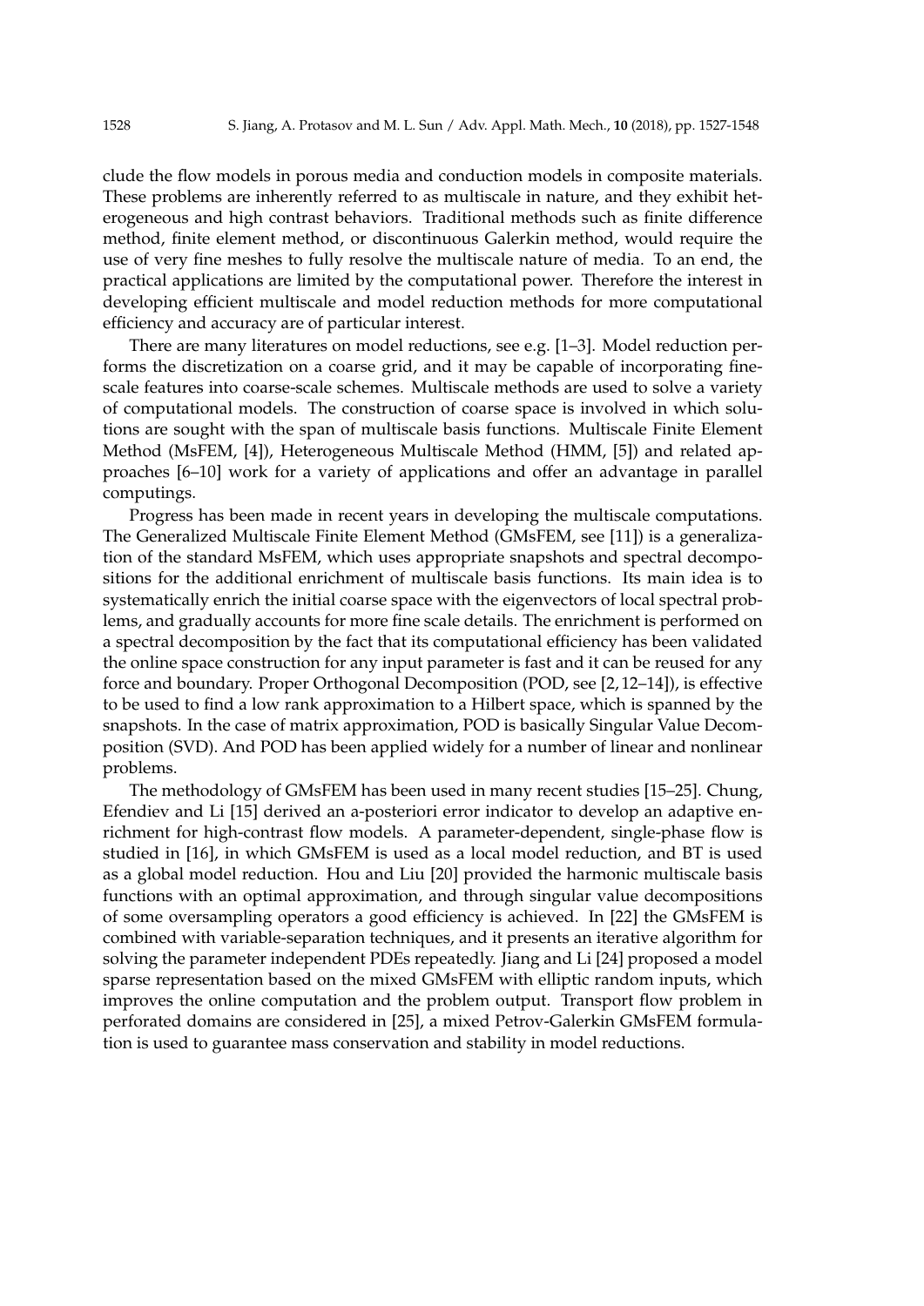clude the flow models in porous media and conduction models in composite materials. These problems are inherently referred to as multiscale in nature, and they exhibit heterogeneous and high contrast behaviors. Traditional methods such as finite difference method, finite element method, or discontinuous Galerkin method, would require the use of very fine meshes to fully resolve the multiscale nature of media. To an end, the practical applications are limited by the computational power. Therefore the interest in developing efficient multiscale and model reduction methods for more computational efficiency and accuracy are of particular interest.

There are many literatures on model reductions, see e.g. [1–3]. Model reduction performs the discretization on a coarse grid, and it may be capable of incorporating fine-scale features into coarse-scale schemes. Multiscale methods are used to solve a variety of computational models. The construction of coarse space is involved in which solutions are sought with the span of multiscale basis functions. Multiscale Finite Element Method (MsFEM, [4]), Heterogeneous Multiscale Method (HMM, [5]) and related approaches [6–10] work for a variety of applications and offer an advantage in parallel computings.

Progress has been made in recent years in developing the multiscale computations. The Generalized Multiscale Finite Element Method (GMsFEM, see [11]) is a generalization of the standard MsFEM, which uses appropriate snapshots and spectral decompositions for the additional enrichment of multiscale basis functions. Its main idea is to systematically enrich the initial coarse space with the eigenvectors of local spectral problems, and gradually accounts for more fine scale details. The enrichment is performed on a spectral decomposition by the fact that its computational efficiency has been validated the online space construction for any input parameter is fast and it can be reused for any force and boundary. Proper Orthogonal Decomposition (POD, see [2, 12–14]), is effective to be used to find a low rank approximation to a Hilbert space, which is spanned by the snapshots. In the case of matrix approximation, POD is basically Singular Value Decomposition (SVD). And POD has been applied widely for a number of linear and nonlinear problems.

The methodology of GMsFEM has been used in many recent studies [15–25]. Chung, Efendiev and Li [15] derived an a-posteriori error indicator to develop an adaptive enrichment for high-contrast flow models. A parameter-dependent, single-phase flow is studied in [16], in which GMsFEM is used as a local model reduction, and BT is used as a global model reduction. Hou and Liu [20] provided the harmonic multiscale basis functions with an optimal approximation, and through singular value decompositions of some oversampling operators a good efficiency is achieved. In [22] the GMsFEM is combined with variable-separation techniques, and it presents an iterative algorithm for solving the parameter independent PDEs repeatedly. Jiang and Li [24] proposed a model sparse representation based on the mixed GMsFEM with elliptic random inputs, which improves the online computation and the problem output. Transport flow problem in perforated domains are considered in [25], a mixed Petrov-Galerkin GMsFEM formulation is used to guarantee mass conservation and stability in model reductions.